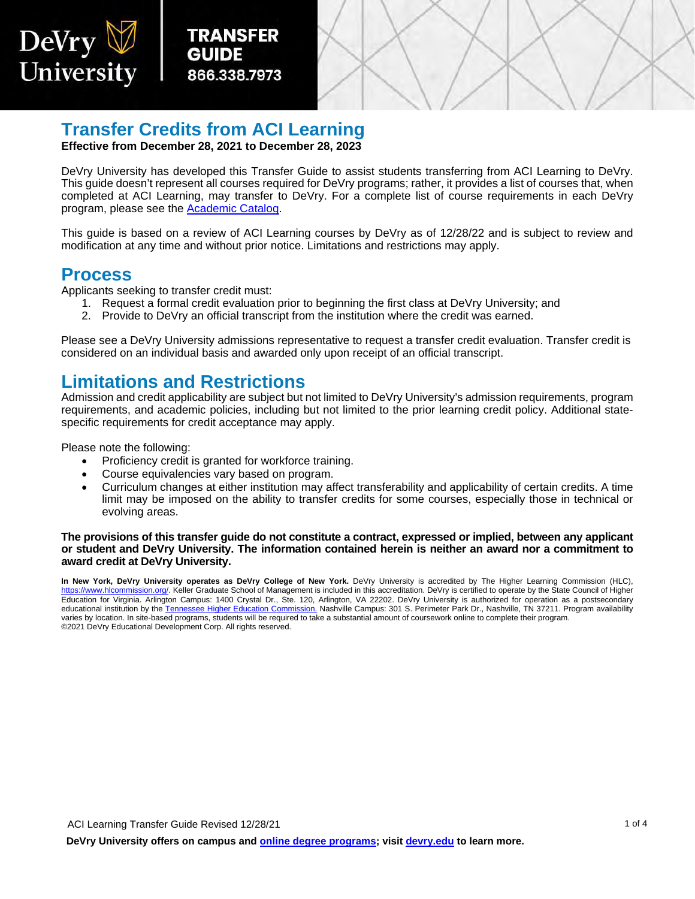DeVry University

**TRANSFER GUIDE**
**866.338.7973**

# Transfer Credits from ACI Learning

**Effective from December 28, 2021 to December 28, 2023**

DeVry University has developed this Transfer Guide to assist students transferring from ACI Learning to DeVry. This guide doesn't represent all courses required for DeVry programs; rather, it provides a list of courses that, when completed at ACI Learning, may transfer to DeVry. For a complete list of course requirements in each DeVry program, please see the [Academic Catalog](Academic Catalog).

This guide is based on a review of ACI Learning courses by DeVry as of 12/28/22 and is subject to review and modification at any time and without prior notice. Limitations and restrictions may apply.

## Process

Applicants seeking to transfer credit must:

1. Request a formal credit evaluation prior to beginning the first class at DeVry University; and
2. Provide to DeVry an official transcript from the institution where the credit was earned.

Please see a DeVry University admissions representative to request a transfer credit evaluation. Transfer credit is considered on an individual basis and awarded only upon receipt of an official transcript.

## Limitations and Restrictions

Admission and credit applicability are subject but not limited to DeVry University's admission requirements, program requirements, and academic policies, including but not limited to the prior learning credit policy. Additional state-specific requirements for credit acceptance may apply.

Please note the following:

- Proficiency credit is granted for workforce training.
- Course equivalencies vary based on program.
- Curriculum changes at either institution may affect transferability and applicability of certain credits. A time limit may be imposed on the ability to transfer credits for some courses, especially those in technical or evolving areas.

**The provisions of this transfer guide do not constitute a contract, expressed or implied, between any applicant or student and DeVry University. The information contained herein is neither an award nor a commitment to award credit at DeVry University.**

**In New York, DeVry University operates as DeVry College of New York.** DeVry University is accredited by The Higher Learning Commission (HLC), https://www.hlcommission.org/. Keller Graduate School of Management is included in this accreditation. DeVry is certified to operate by the State Council of Higher Education for Virginia. Arlington Campus: 1400 Crystal Dr., Ste. 120, Arlington, VA 22202. DeVry University is authorized for operation as a postsecondary educational institution by the Tennessee Higher Education Commission. Nashville Campus: 301 S. Perimeter Park Dr., Nashville, TN 37211. Program availability varies by location. In site-based programs, students will be required to take a substantial amount of coursework online to complete their program.
©2021 DeVry Educational Development Corp. All rights reserved.

ACI Learning Transfer Guide Revised 12/28/21

**DeVry University offers on campus and online degree programs; visit devry.edu to learn more.**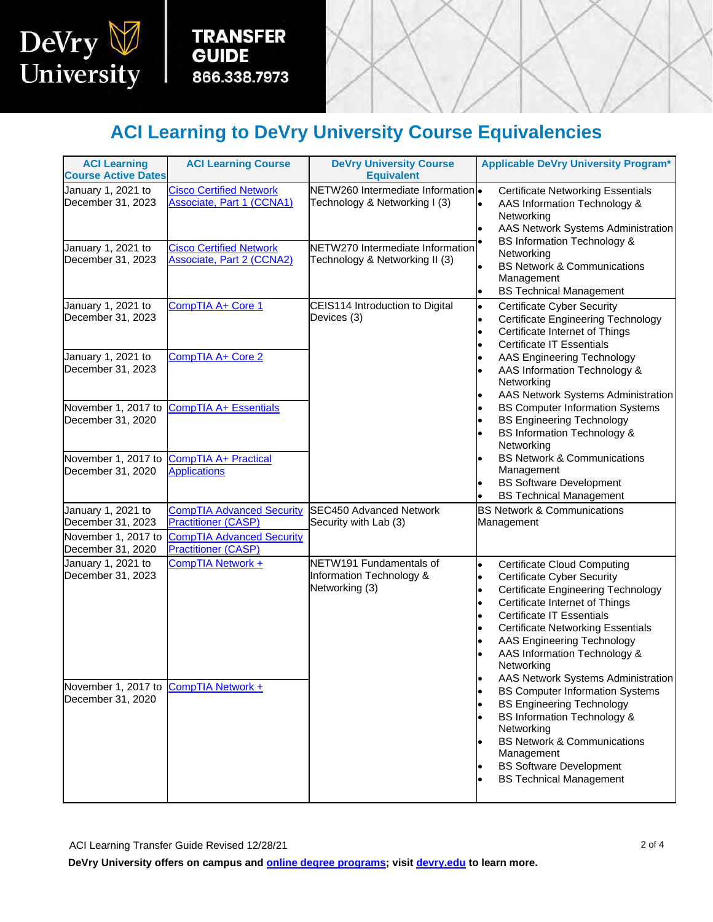# ACI Learning to DeVry University Course Equivalencies

| ACI Learning Course Active Dates | ACI Learning Course | DeVry University Course Equivalent | Applicable DeVry University Program* |
|---|---|---|---|
| January 1, 2021 to December 31, 2023 | Cisco Certified Network Associate, Part 1 (CCNA1) | NETW260 Intermediate Information Technology & Networking I (3) | • Certificate Networking Essentials<br>• AAS Information Technology & Networking<br>• AAS Network Systems Administration<br>• BS Information Technology & Networking<br>• BS Network & Communications Management<br>• BS Technical Management |
| January 1, 2021 to December 31, 2023 | Cisco Certified Network Associate, Part 2 (CCNA2) | NETW270 Intermediate Information Technology & Networking II (3) | |
| January 1, 2021 to December 31, 2023 | CompTIA A+ Core 1 | CEIS114 Introduction to Digital Devices (3) | • Certificate Cyber Security<br>• Certificate Engineering Technology<br>• Certificate Internet of Things<br>• Certificate IT Essentials<br>• AAS Engineering Technology<br>• AAS Information Technology & Networking<br>• AAS Network Systems Administration<br>• BS Computer Information Systems<br>• BS Engineering Technology<br>• BS Information Technology & Networking<br>• BS Network & Communications Management<br>• BS Software Development<br>• BS Technical Management |
| January 1, 2021 to December 31, 2023 | CompTIA A+ Core 2 | | |
| November 1, 2017 to December 31, 2020 | CompTIA A+ Essentials | | |
| November 1, 2017 to December 31, 2020 | CompTIA A+ Practical Applications | | |
| January 1, 2021 to December 31, 2023 | CompTIA Advanced Security Practitioner (CASP) | SEC450 Advanced Network Security with Lab (3) | BS Network & Communications Management |
| November 1, 2017 to December 31, 2020 | CompTIA Advanced Security Practitioner (CASP) | | |
| January 1, 2021 to December 31, 2023 | CompTIA Network + | NETW191 Fundamentals of Information Technology & Networking (3) | • Certificate Cloud Computing<br>• Certificate Cyber Security<br>• Certificate Engineering Technology<br>• Certificate Internet of Things<br>• Certificate IT Essentials<br>• Certificate Networking Essentials<br>• AAS Engineering Technology<br>• AAS Information Technology & Networking<br>• AAS Network Systems Administration<br>• BS Computer Information Systems<br>• BS Engineering Technology<br>• BS Information Technology & Networking<br>• BS Network & Communications Management<br>• BS Software Development<br>• BS Technical Management |
| November 1, 2017 to December 31, 2020 | CompTIA Network + | | |

ACI Learning Transfer Guide Revised 12/28/21

**DeVry University offers on campus and online degree programs; visit devry.edu to learn more.**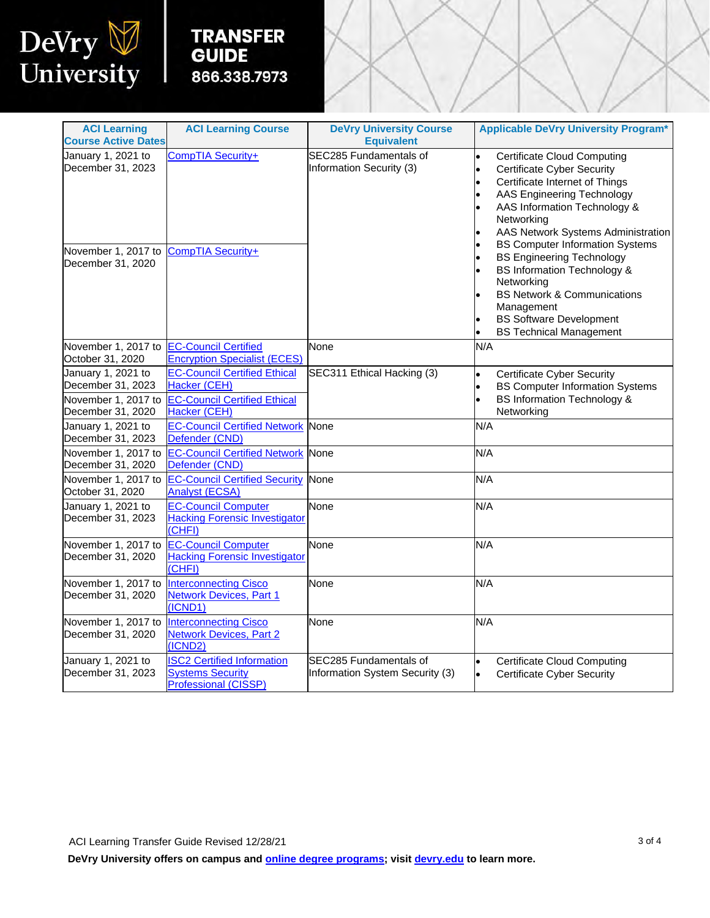| ACI Learning Course Active Dates | ACI Learning Course | DeVry University Course Equivalent | Applicable DeVry University Program* |
|---|---|---|---|
| January 1, 2021 to December 31, 2023 | CompTIA Security+ | SEC285 Fundamentals of Information Security (3) | • Certificate Cloud Computing<br>• Certificate Cyber Security<br>• Certificate Internet of Things<br>• AAS Engineering Technology<br>• AAS Information Technology & Networking<br>• AAS Network Systems Administration<br>• BS Computer Information Systems<br>• BS Engineering Technology<br>• BS Information Technology & Networking<br>• BS Network & Communications Management<br>• BS Software Development<br>• BS Technical Management |
| November 1, 2017 to December 31, 2020 | CompTIA Security+ | | |
| November 1, 2017 to October 31, 2020 | EC-Council Certified Encryption Specialist (ECES) | None | N/A |
| January 1, 2021 to December 31, 2023 | EC-Council Certified Ethical Hacker (CEH) | SEC311 Ethical Hacking (3) | • Certificate Cyber Security<br>• BS Computer Information Systems<br>• BS Information Technology & Networking |
| November 1, 2017 to December 31, 2020 | EC-Council Certified Ethical Hacker (CEH) | | |
| January 1, 2021 to December 31, 2023 | EC-Council Certified Network Defender (CND) | None | N/A |
| November 1, 2017 to December 31, 2020 | EC-Council Certified Network Defender (CND) | None | N/A |
| November 1, 2017 to October 31, 2020 | EC-Council Certified Security Analyst (ECSA) | None | N/A |
| January 1, 2021 to December 31, 2023 | EC-Council Computer Hacking Forensic Investigator (CHFI) | None | N/A |
| November 1, 2017 to December 31, 2020 | EC-Council Computer Hacking Forensic Investigator (CHFI) | None | N/A |
| November 1, 2017 to December 31, 2020 | Interconnecting Cisco Network Devices, Part 1 (ICND1) | None | N/A |
| November 1, 2017 to December 31, 2020 | Interconnecting Cisco Network Devices, Part 2 (ICND2) | None | N/A |
| January 1, 2021 to December 31, 2023 | ISC2 Certified Information Systems Security Professional (CISSP) | SEC285 Fundamentals of Information System Security (3) | • Certificate Cloud Computing<br>• Certificate Cyber Security |

ACI Learning Transfer Guide Revised 12/28/21

**DeVry University offers on campus and online degree programs; visit devry.edu to learn more.**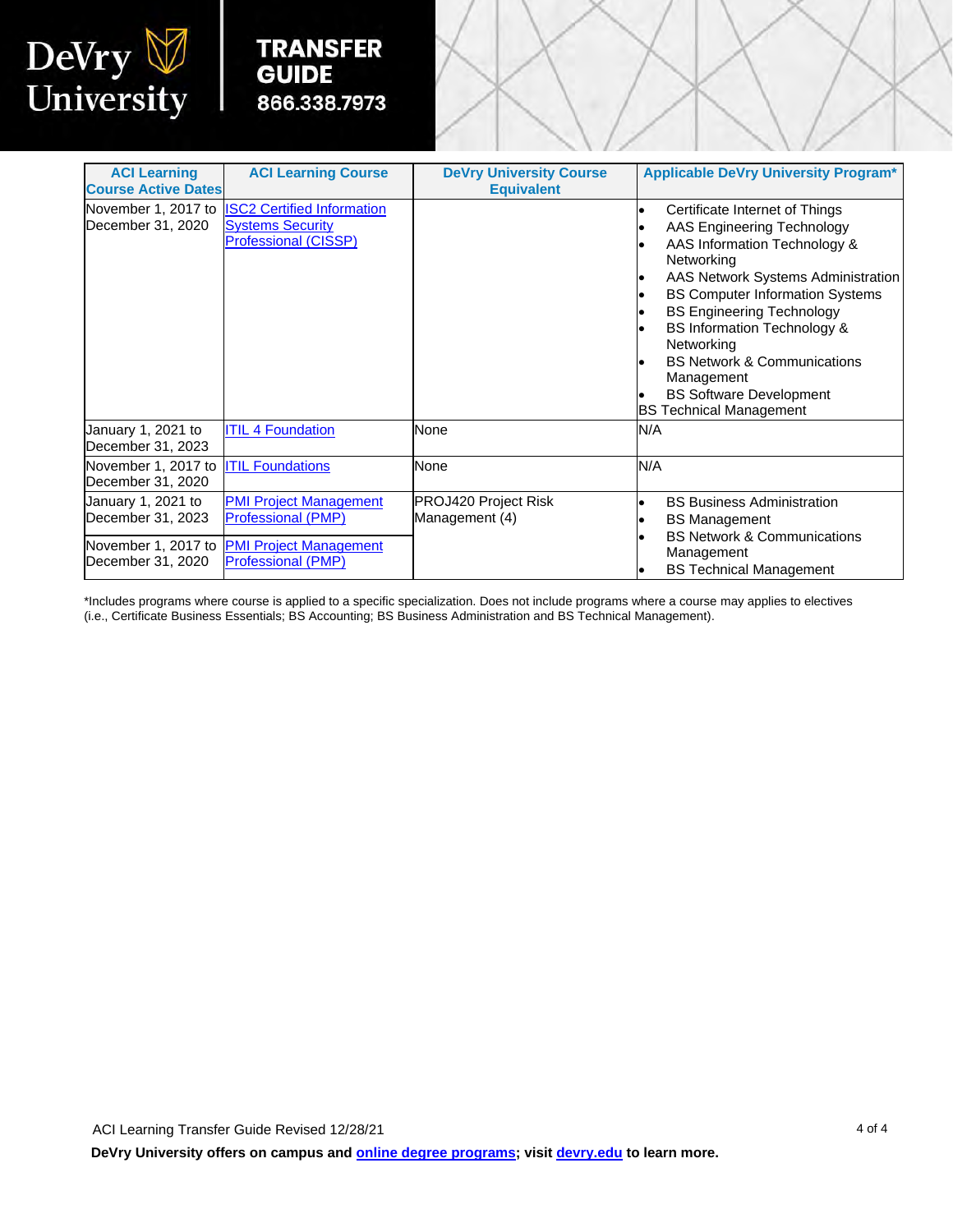| ACI Learning Course Active Dates | ACI Learning Course | DeVry University Course Equivalent | Applicable DeVry University Program* |
|---|---|---|---|
| November 1, 2017 to December 31, 2020 | ISC2 Certified Information Systems Security Professional (CISSP) | | • Certificate Internet of Things<br>• AAS Engineering Technology<br>• AAS Information Technology & Networking<br>• AAS Network Systems Administration<br>• BS Computer Information Systems<br>• BS Engineering Technology<br>• BS Information Technology & Networking<br>• BS Network & Communications Management<br>• BS Software Development<br>BS Technical Management |
| January 1, 2021 to December 31, 2023 | ITIL 4 Foundation | None | N/A |
| November 1, 2017 to December 31, 2020 | ITIL Foundations | None | N/A |
| January 1, 2021 to December 31, 2023 | PMI Project Management Professional (PMP) | PROJ420 Project Risk Management (4) | • BS Business Administration<br>• BS Management<br>• BS Network & Communications Management<br>• BS Technical Management |
| November 1, 2017 to December 31, 2020 | PMI Project Management Professional (PMP) | | |

*Includes programs where course is applied to a specific specialization. Does not include programs where a course may applies to electives (i.e., Certificate Business Essentials; BS Accounting; BS Business Administration and BS Technical Management).

ACI Learning Transfer Guide Revised 12/28/21

**DeVry University offers on campus and online degree programs; visit devry.edu to learn more.**